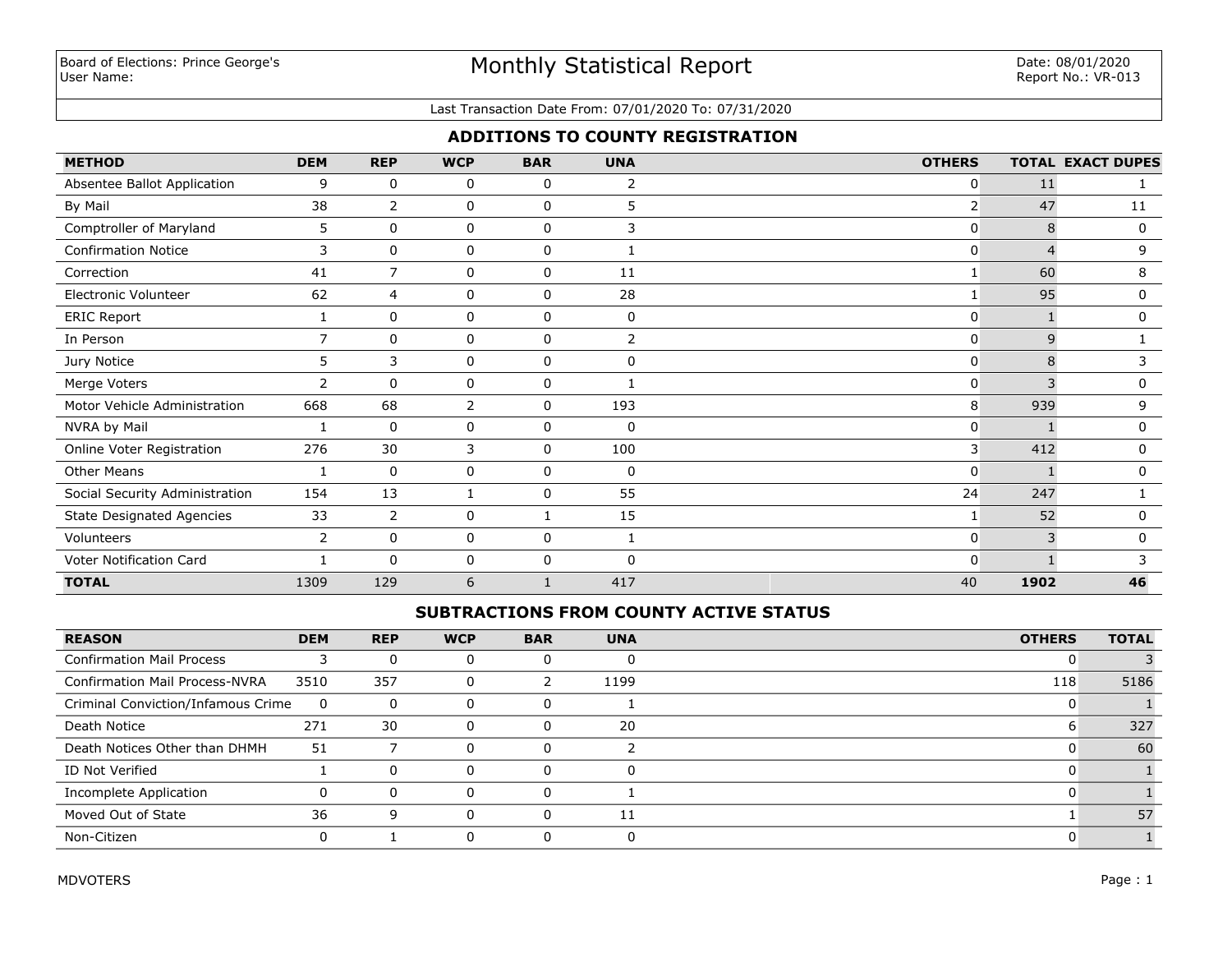Board of Elections: Prince George's
User Name:

# Monthly Statistical Report

Date: 08/01/2020
Report No.: VR-013

Last Transaction Date From: 07/01/2020 To: 07/31/2020

## ADDITIONS TO COUNTY REGISTRATION

| METHOD | DEM | REP | WCP | BAR | UNA | OTHERS | TOTAL | EXACT DUPES |
|---|---|---|---|---|---|---|---|---|
| Absentee Ballot Application | 9 | 0 | 0 | 0 | 2 | 0 | 11 | 1 |
| By Mail | 38 | 2 | 0 | 0 | 5 | 2 | 47 | 11 |
| Comptroller of Maryland | 5 | 0 | 0 | 0 | 3 | 0 | 8 | 0 |
| Confirmation Notice | 3 | 0 | 0 | 0 | 1 | 0 | 4 | 9 |
| Correction | 41 | 7 | 0 | 0 | 11 | 1 | 60 | 8 |
| Electronic Volunteer | 62 | 4 | 0 | 0 | 28 | 1 | 95 | 0 |
| ERIC Report | 1 | 0 | 0 | 0 | 0 | 0 | 1 | 0 |
| In Person | 7 | 0 | 0 | 0 | 2 | 0 | 9 | 1 |
| Jury Notice | 5 | 3 | 0 | 0 | 0 | 0 | 8 | 3 |
| Merge Voters | 2 | 0 | 0 | 0 | 1 | 0 | 3 | 0 |
| Motor Vehicle Administration | 668 | 68 | 2 | 0 | 193 | 8 | 939 | 9 |
| NVRA by Mail | 1 | 0 | 0 | 0 | 0 | 0 | 1 | 0 |
| Online Voter Registration | 276 | 30 | 3 | 0 | 100 | 3 | 412 | 0 |
| Other Means | 1 | 0 | 0 | 0 | 0 | 0 | 1 | 0 |
| Social Security Administration | 154 | 13 | 1 | 0 | 55 | 24 | 247 | 1 |
| State Designated Agencies | 33 | 2 | 0 | 1 | 15 | 1 | 52 | 0 |
| Volunteers | 2 | 0 | 0 | 0 | 1 | 0 | 3 | 0 |
| Voter Notification Card | 1 | 0 | 0 | 0 | 0 | 0 | 1 | 3 |
| **TOTAL** | 1309 | 129 | 6 | 1 | 417 | 40 | **1902** | **46** |

## SUBTRACTIONS FROM COUNTY ACTIVE STATUS

| REASON | DEM | REP | WCP | BAR | UNA | OTHERS | TOTAL |
|---|---|---|---|---|---|---|---|
| Confirmation Mail Process | 3 | 0 | 0 | 0 | 0 | 0 | 3 |
| Confirmation Mail Process-NVRA | 3510 | 357 | 0 | 2 | 1199 | 118 | 5186 |
| Criminal Conviction/Infamous Crime | 0 | 0 | 0 | 0 | 1 | 0 | 1 |
| Death Notice | 271 | 30 | 0 | 0 | 20 | 6 | 327 |
| Death Notices Other than DHMH | 51 | 7 | 0 | 0 | 2 | 0 | 60 |
| ID Not Verified | 1 | 0 | 0 | 0 | 0 | 0 | 1 |
| Incomplete Application | 0 | 0 | 0 | 0 | 1 | 0 | 1 |
| Moved Out of State | 36 | 9 | 0 | 0 | 11 | 1 | 57 |
| Non-Citizen | 0 | 1 | 0 | 0 | 0 | 0 | 1 |

MDVOTERS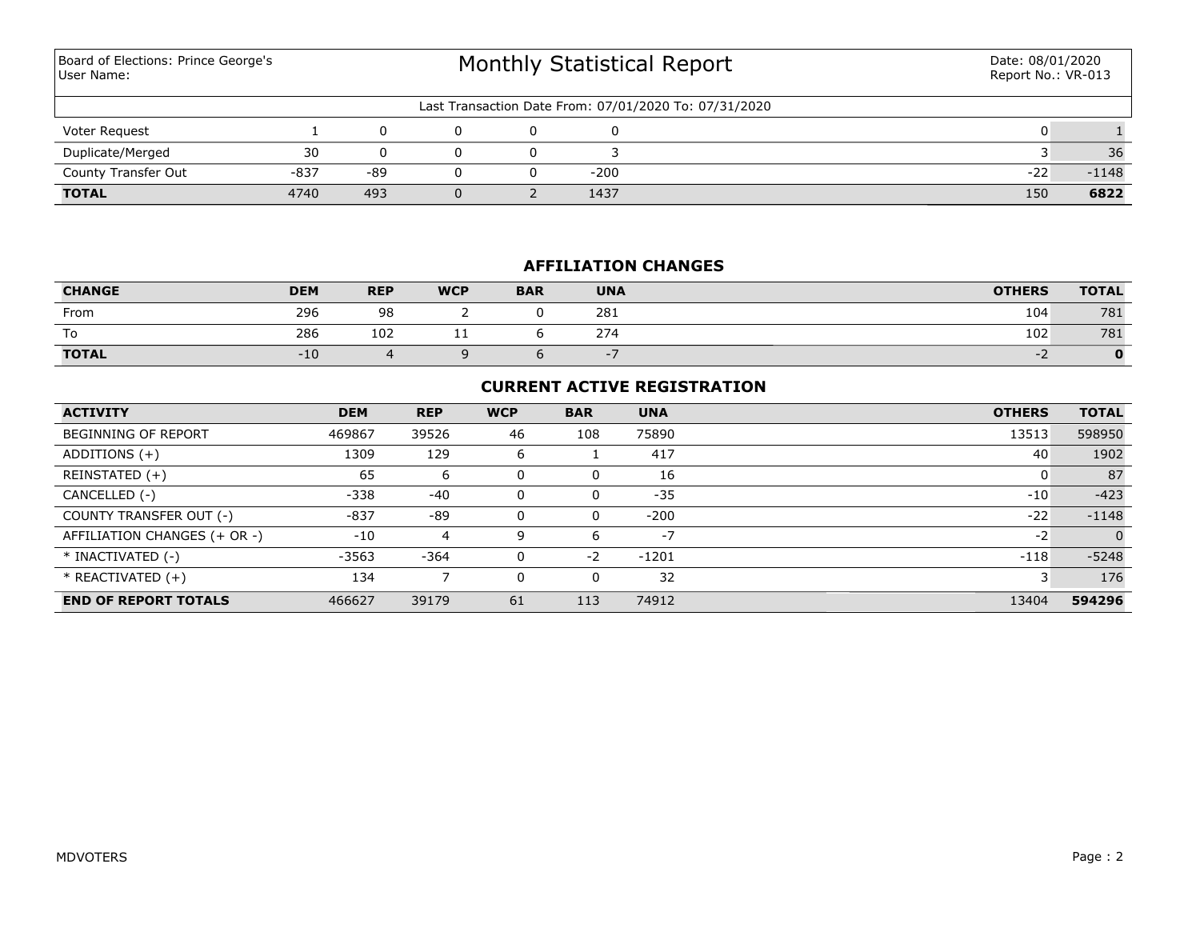| Board of Elections: Prince George's User Name: | Monthly Statistical Report | Date: 08/01/2020 Report No.: VR-013 |
|---|---|---|

Last Transaction Date From: 07/01/2020 To: 07/31/2020

| | | | | | | | |
|---|---|---|---|---|---|---|---|
| Voter Request | 1 | 0 | 0 | 0 | 0 | 0 | 1 |
| Duplicate/Merged | 30 | 0 | 0 | 0 | 3 | 3 | 36 |
| County Transfer Out | -837 | -89 | 0 | 0 | -200 | -22 | -1148 |
| **TOTAL** | 4740 | 493 | 0 | 2 | 1437 | 150 | **6822** |

### AFFILIATION CHANGES

| CHANGE | DEM | REP | WCP | BAR | UNA | OTHERS | TOTAL |
|---|---|---|---|---|---|---|---|
| From | 296 | 98 | 2 | 0 | 281 | 104 | 781 |
| To | 286 | 102 | 11 | 6 | 274 | 102 | 781 |
| **TOTAL** | -10 | 4 | 9 | 6 | -7 | -2 | **0** |

### CURRENT ACTIVE REGISTRATION

| ACTIVITY | DEM | REP | WCP | BAR | UNA | OTHERS | TOTAL |
|---|---|---|---|---|---|---|---|
| BEGINNING OF REPORT | 469867 | 39526 | 46 | 108 | 75890 | 13513 | 598950 |
| ADDITIONS (+) | 1309 | 129 | 6 | 1 | 417 | 40 | 1902 |
| REINSTATED (+) | 65 | 6 | 0 | 0 | 16 | 0 | 87 |
| CANCELLED (-) | -338 | -40 | 0 | 0 | -35 | -10 | -423 |
| COUNTY TRANSFER OUT (-) | -837 | -89 | 0 | 0 | -200 | -22 | -1148 |
| AFFILIATION CHANGES (+ OR -) | -10 | 4 | 9 | 6 | -7 | -2 | 0 |
| * INACTIVATED (-) | -3563 | -364 | 0 | -2 | -1201 | -118 | -5248 |
| * REACTIVATED (+) | 134 | 7 | 0 | 0 | 32 | 3 | 176 |
| **END OF REPORT TOTALS** | 466627 | 39179 | 61 | 113 | 74912 | 13404 | **594296** |

MDVOTERS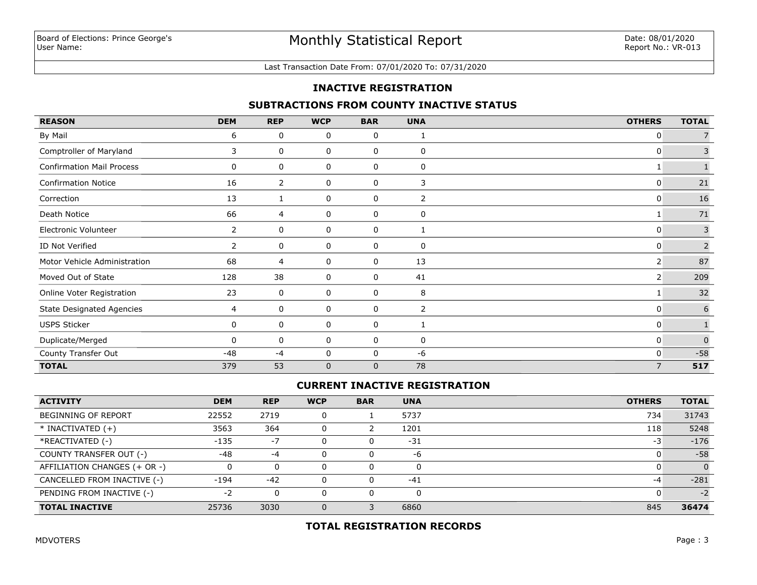Board of Elections: Prince George's
User Name:

# Monthly Statistical Report

Date: 08/01/2020
Report No.: VR-013

Last Transaction Date From: 07/01/2020 To: 07/31/2020

## INACTIVE REGISTRATION

### SUBTRACTIONS FROM COUNTY INACTIVE STATUS

| REASON | DEM | REP | WCP | BAR | UNA | OTHERS | TOTAL |
|---|---|---|---|---|---|---|---|
| By Mail | 6 | 0 | 0 | 0 | 1 | 0 | 7 |
| Comptroller of Maryland | 3 | 0 | 0 | 0 | 0 | 0 | 3 |
| Confirmation Mail Process | 0 | 0 | 0 | 0 | 0 | 1 | 1 |
| Confirmation Notice | 16 | 2 | 0 | 0 | 3 | 0 | 21 |
| Correction | 13 | 1 | 0 | 0 | 2 | 0 | 16 |
| Death Notice | 66 | 4 | 0 | 0 | 0 | 1 | 71 |
| Electronic Volunteer | 2 | 0 | 0 | 0 | 1 | 0 | 3 |
| ID Not Verified | 2 | 0 | 0 | 0 | 0 | 0 | 2 |
| Motor Vehicle Administration | 68 | 4 | 0 | 0 | 13 | 2 | 87 |
| Moved Out of State | 128 | 38 | 0 | 0 | 41 | 2 | 209 |
| Online Voter Registration | 23 | 0 | 0 | 0 | 8 | 1 | 32 |
| State Designated Agencies | 4 | 0 | 0 | 0 | 2 | 0 | 6 |
| USPS Sticker | 0 | 0 | 0 | 0 | 1 | 0 | 1 |
| Duplicate/Merged | 0 | 0 | 0 | 0 | 0 | 0 | 0 |
| County Transfer Out | -48 | -4 | 0 | 0 | -6 | 0 | -58 |
| **TOTAL** | 379 | 53 | 0 | 0 | 78 | 7 | **517** |

### CURRENT INACTIVE REGISTRATION

| ACTIVITY | DEM | REP | WCP | BAR | UNA | OTHERS | TOTAL |
|---|---|---|---|---|---|---|---|
| BEGINNING OF REPORT | 22552 | 2719 | 0 | 1 | 5737 | 734 | 31743 |
| * INACTIVATED (+) | 3563 | 364 | 0 | 2 | 1201 | 118 | 5248 |
| *REACTIVATED (-) | -135 | -7 | 0 | 0 | -31 | -3 | -176 |
| COUNTY TRANSFER OUT (-) | -48 | -4 | 0 | 0 | -6 | 0 | -58 |
| AFFILIATION CHANGES (+ OR -) | 0 | 0 | 0 | 0 | 0 | 0 | 0 |
| CANCELLED FROM INACTIVE (-) | -194 | -42 | 0 | 0 | -41 | -4 | -281 |
| PENDING FROM INACTIVE (-) | -2 | 0 | 0 | 0 | 0 | 0 | -2 |
| **TOTAL INACTIVE** | 25736 | 3030 | 0 | 3 | 6860 | 845 | **36474** |

### TOTAL REGISTRATION RECORDS

MDVOTERS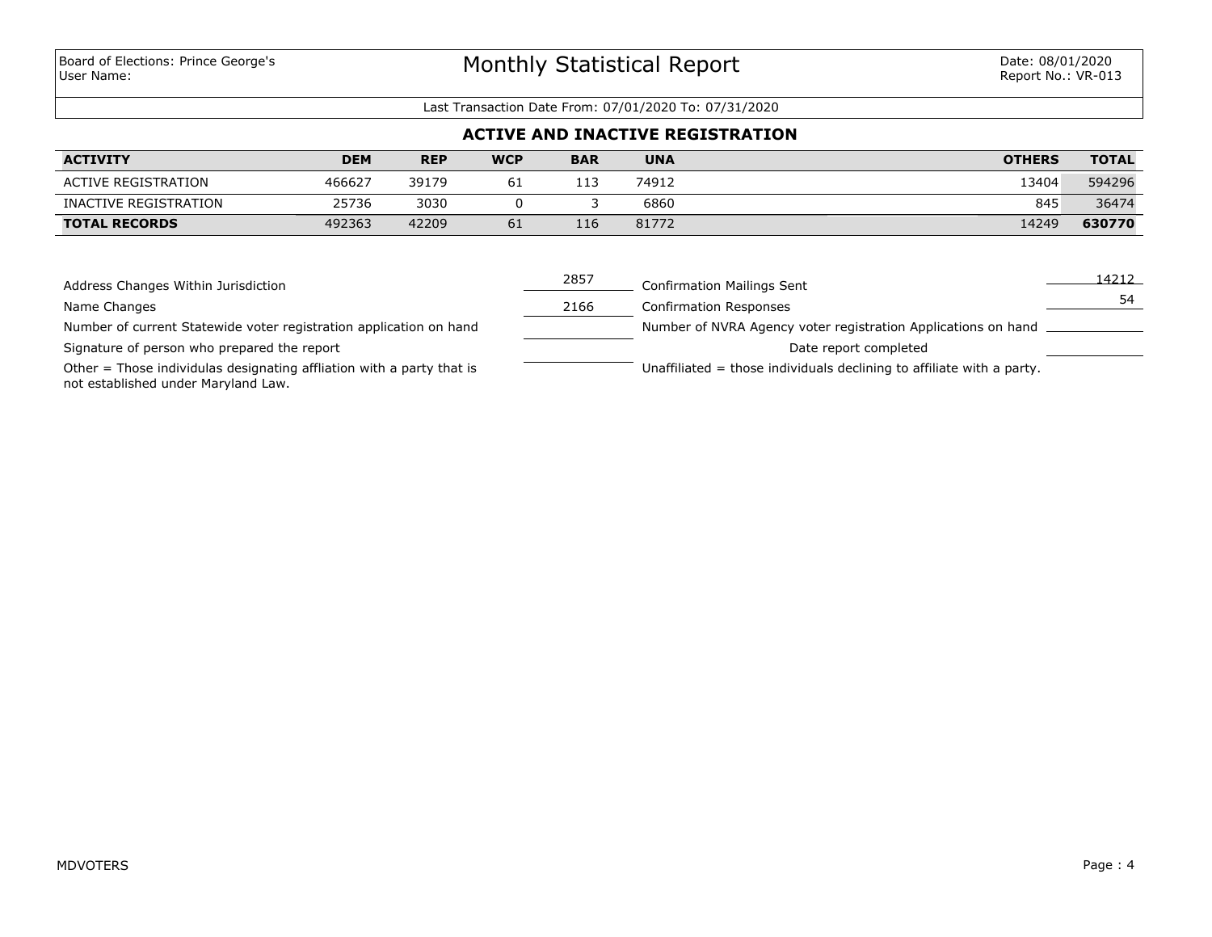Board of Elections: Prince George's
User Name:

# Monthly Statistical Report

Date: 08/01/2020
Report No.: VR-013

Last Transaction Date From: 07/01/2020 To: 07/31/2020

## ACTIVE AND INACTIVE REGISTRATION

| ACTIVITY | DEM | REP | WCP | BAR | UNA | OTHERS | TOTAL |
|---|---|---|---|---|---|---|---|
| ACTIVE REGISTRATION | 466627 | 39179 | 61 | 113 | 74912 | 13404 | 594296 |
| INACTIVE REGISTRATION | 25736 | 3030 | 0 | 3 | 6860 | 845 | 36474 |
| **TOTAL RECORDS** | 492363 | 42209 | 61 | 116 | 81772 | 14249 | **630770** |

| | | | |
|---|---|---|---|
| Address Changes Within Jurisdiction | 2857 | Confirmation Mailings Sent | 14212 |
| Name Changes | 2166 | Confirmation Responses | 54 |
| Number of current Statewide voter registration application on hand | | Number of NVRA Agency voter registration Applications on hand | |
| Signature of person who prepared the report | | Date report completed | |
| Other = Those individulas designating affliation with a party that is not established under Maryland Law. | | Unaffiliated = those individuals declining to affiliate with a party. | |

MDVOTERS